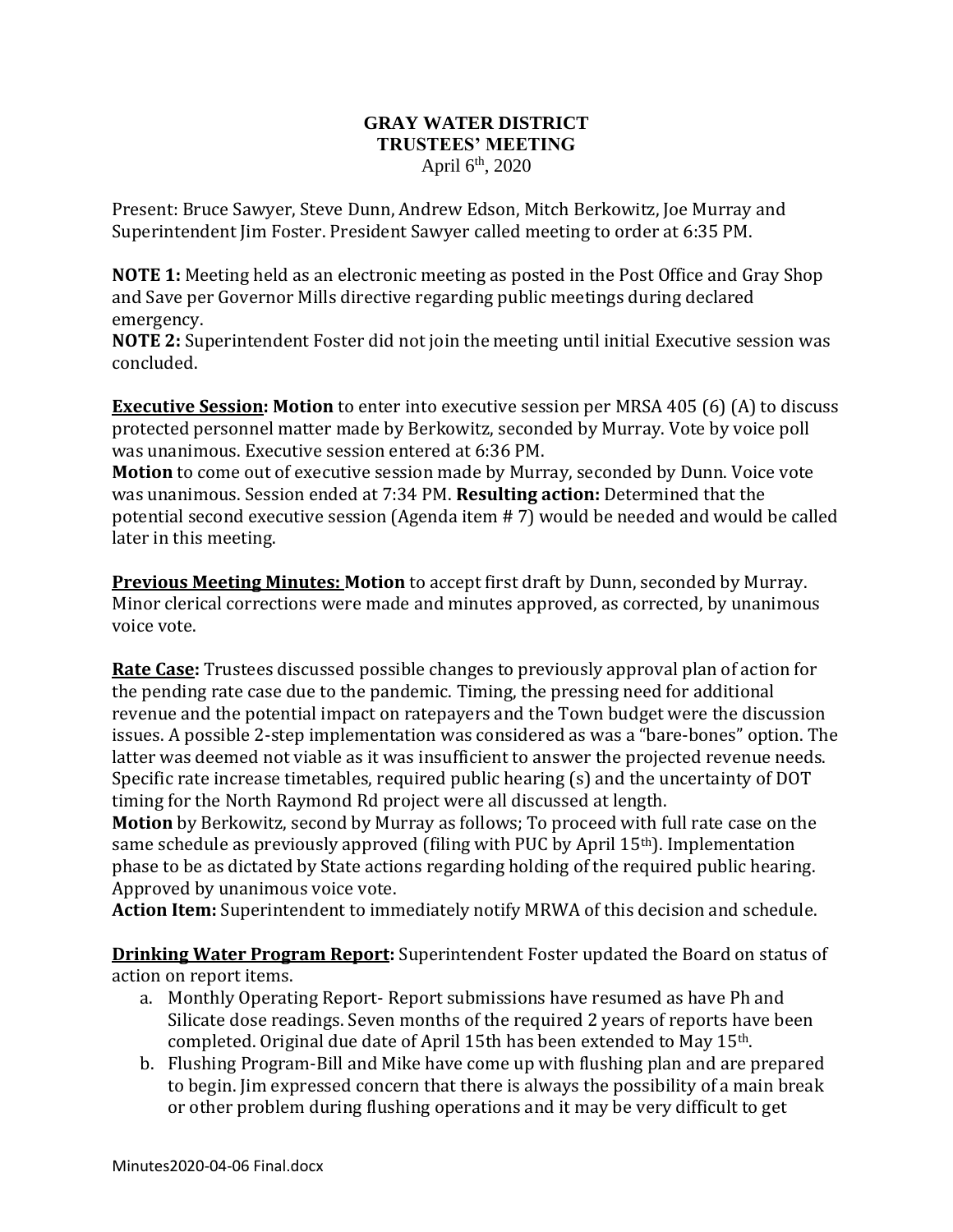**GRAY WATER DISTRICT**
**TRUSTEES' MEETING**
April 6th, 2020

Present: Bruce Sawyer, Steve Dunn, Andrew Edson, Mitch Berkowitz, Joe Murray and Superintendent Jim Foster. President Sawyer called meeting to order at 6:35 PM.

**NOTE 1:** Meeting held as an electronic meeting as posted in the Post Office and Gray Shop and Save per Governor Mills directive regarding public meetings during declared emergency.
**NOTE 2:** Superintendent Foster did not join the meeting until initial Executive session was concluded.

**Executive Session: Motion** to enter into executive session per MRSA 405 (6) (A) to discuss protected personnel matter made by Berkowitz, seconded by Murray. Vote by voice poll was unanimous. Executive session entered at 6:36 PM.
**Motion** to come out of executive session made by Murray, seconded by Dunn. Voice vote was unanimous. Session ended at 7:34 PM. **Resulting action:** Determined that the potential second executive session (Agenda item # 7) would be needed and would be called later in this meeting.

**Previous Meeting Minutes: Motion** to accept first draft by Dunn, seconded by Murray. Minor clerical corrections were made and minutes approved, as corrected, by unanimous voice vote.

**Rate Case:** Trustees discussed possible changes to previously approval plan of action for the pending rate case due to the pandemic. Timing, the pressing need for additional revenue and the potential impact on ratepayers and the Town budget were the discussion issues. A possible 2-step implementation was considered as was a "bare-bones" option. The latter was deemed not viable as it was insufficient to answer the projected revenue needs. Specific rate increase timetables, required public hearing (s) and the uncertainty of DOT timing for the North Raymond Rd project were all discussed at length.
**Motion** by Berkowitz, second by Murray as follows; To proceed with full rate case on the same schedule as previously approved (filing with PUC by April 15th). Implementation phase to be as dictated by State actions regarding holding of the required public hearing. Approved by unanimous voice vote.
**Action Item:** Superintendent to immediately notify MRWA of this decision and schedule.

**Drinking Water Program Report:** Superintendent Foster updated the Board on status of action on report items.

a. Monthly Operating Report- Report submissions have resumed as have Ph and Silicate dose readings. Seven months of the required 2 years of reports have been completed. Original due date of April 15th has been extended to May 15th.
b. Flushing Program-Bill and Mike have come up with flushing plan and are prepared to begin. Jim expressed concern that there is always the possibility of a main break or other problem during flushing operations and it may be very difficult to get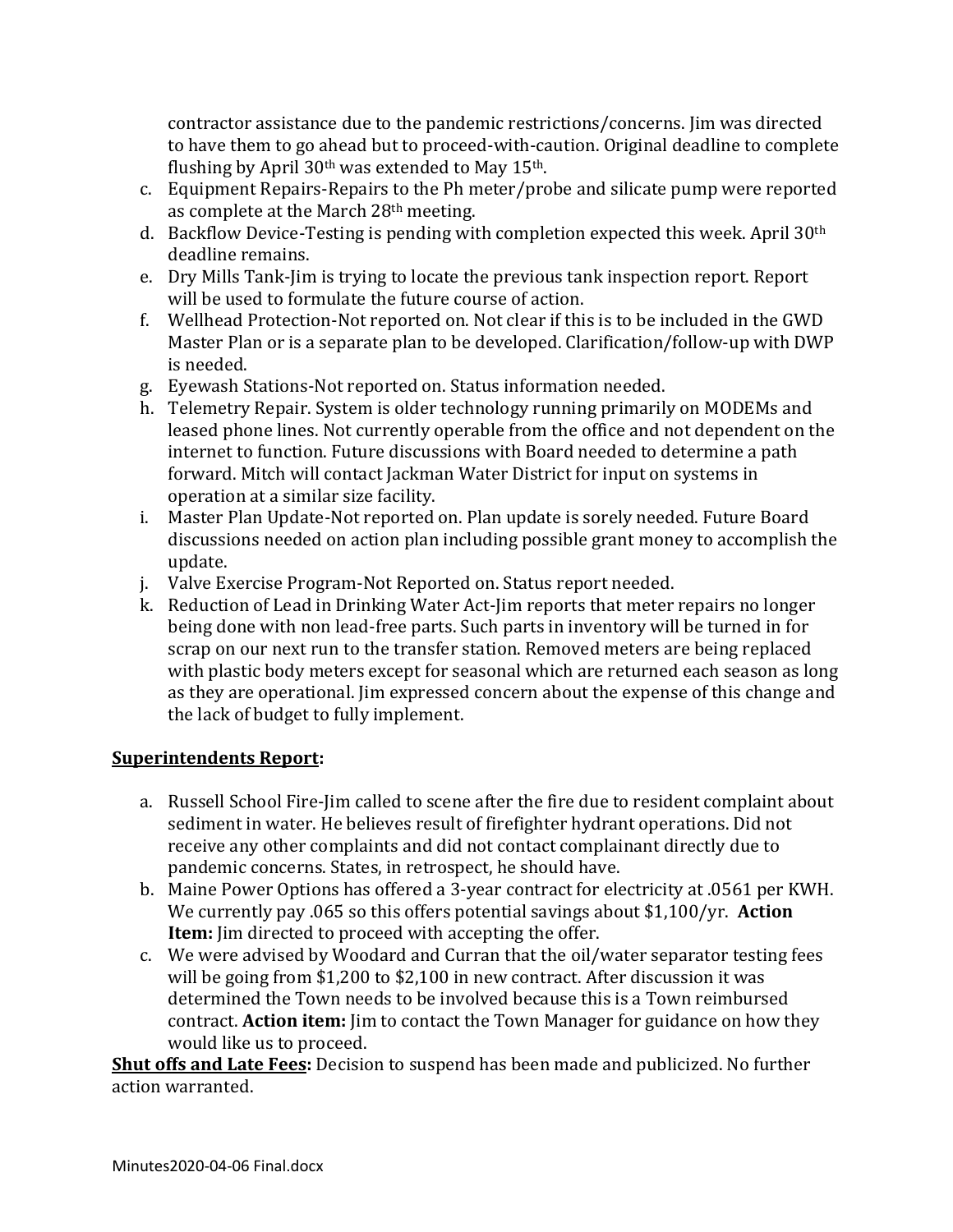contractor assistance due to the pandemic restrictions/concerns. Jim was directed to have them to go ahead but to proceed-with-caution. Original deadline to complete flushing by April 30th was extended to May 15th.

c. Equipment Repairs-Repairs to the Ph meter/probe and silicate pump were reported as complete at the March 28th meeting.
d. Backflow Device-Testing is pending with completion expected this week. April 30th deadline remains.
e. Dry Mills Tank-Jim is trying to locate the previous tank inspection report. Report will be used to formulate the future course of action.
f. Wellhead Protection-Not reported on. Not clear if this is to be included in the GWD Master Plan or is a separate plan to be developed. Clarification/follow-up with DWP is needed.
g. Eyewash Stations-Not reported on. Status information needed.
h. Telemetry Repair. System is older technology running primarily on MODEMs and leased phone lines. Not currently operable from the office and not dependent on the internet to function. Future discussions with Board needed to determine a path forward. Mitch will contact Jackman Water District for input on systems in operation at a similar size facility.
i. Master Plan Update-Not reported on. Plan update is sorely needed. Future Board discussions needed on action plan including possible grant money to accomplish the update.
j. Valve Exercise Program-Not Reported on. Status report needed.
k. Reduction of Lead in Drinking Water Act-Jim reports that meter repairs no longer being done with non lead-free parts. Such parts in inventory will be turned in for scrap on our next run to the transfer station. Removed meters are being replaced with plastic body meters except for seasonal which are returned each season as long as they are operational. Jim expressed concern about the expense of this change and the lack of budget to fully implement.

**Superintendents Report:**

a. Russell School Fire-Jim called to scene after the fire due to resident complaint about sediment in water. He believes result of firefighter hydrant operations. Did not receive any other complaints and did not contact complainant directly due to pandemic concerns. States, in retrospect, he should have.
b. Maine Power Options has offered a 3-year contract for electricity at .0561 per KWH. We currently pay .065 so this offers potential savings about $1,100/yr. **Action Item:** Jim directed to proceed with accepting the offer.
c. We were advised by Woodard and Curran that the oil/water separator testing fees will be going from $1,200 to $2,100 in new contract. After discussion it was determined the Town needs to be involved because this is a Town reimbursed contract. **Action item:** Jim to contact the Town Manager for guidance on how they would like us to proceed.

**Shut offs and Late Fees:** Decision to suspend has been made and publicized. No further action warranted.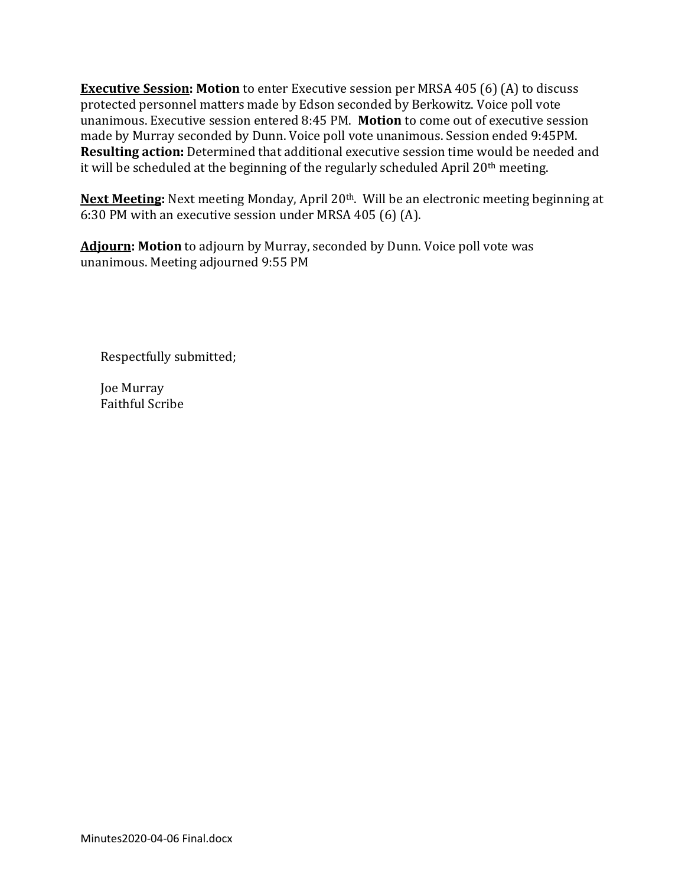**<u>Executive Session</u>: Motion** to enter Executive session per MRSA 405 (6) (A) to discuss protected personnel matters made by Edson seconded by Berkowitz. Voice poll vote unanimous. Executive session entered 8:45 PM. **Motion** to come out of executive session made by Murray seconded by Dunn. Voice poll vote unanimous. Session ended 9:45PM. **Resulting action:** Determined that additional executive session time would be needed and it will be scheduled at the beginning of the regularly scheduled April 20th meeting.

**<u>Next Meeting</u>:** Next meeting Monday, April 20th. Will be an electronic meeting beginning at 6:30 PM with an executive session under MRSA 405 (6) (A).

**<u>Adjourn</u>: Motion** to adjourn by Murray, seconded by Dunn. Voice poll vote was unanimous. Meeting adjourned 9:55 PM

Respectfully submitted;

Joe Murray
Faithful Scribe

Minutes2020-04-06 Final.docx